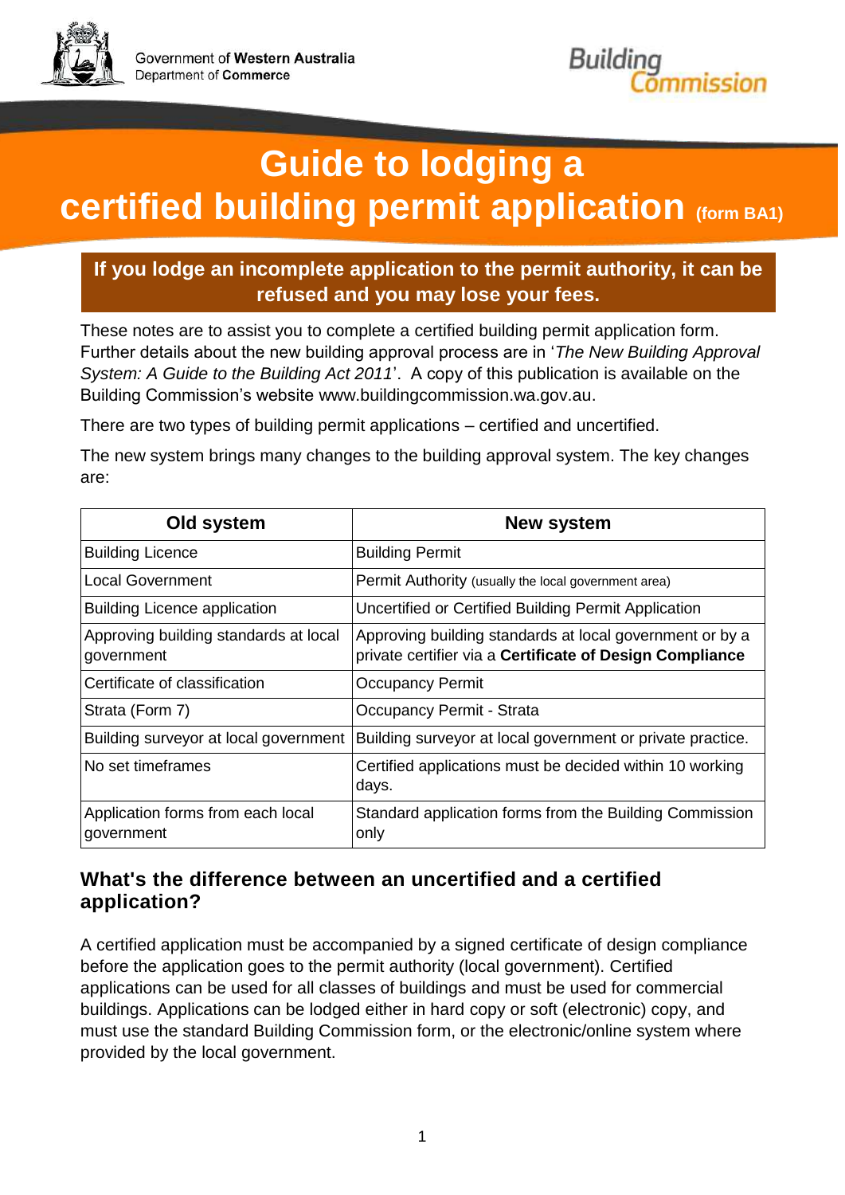Government of **Western Australia**
Department of **Commerce**

Building Commission

# Guide to lodging a certified building permit application (form BA1)

**If you lodge an incomplete application to the permit authority, it can be refused and you may lose your fees.**

These notes are to assist you to complete a certified building permit application form. Further details about the new building approval process are in '*The New Building Approval System: A Guide to the Building Act 2011*'. A copy of this publication is available on the Building Commission's website www.buildingcommission.wa.gov.au.

There are two types of building permit applications – certified and uncertified.

The new system brings many changes to the building approval system. The key changes are:

| Old system | New system |
| --- | --- |
| Building Licence | Building Permit |
| Local Government | Permit Authority (usually the local government area) |
| Building Licence application | Uncertified or Certified Building Permit Application |
| Approving building standards at local government | Approving building standards at local government or by a private certifier via a **Certificate of Design Compliance** |
| Certificate of classification | Occupancy Permit |
| Strata (Form 7) | Occupancy Permit - Strata |
| Building surveyor at local government | Building surveyor at local government or private practice. |
| No set timeframes | Certified applications must be decided within 10 working days. |
| Application forms from each local government | Standard application forms from the Building Commission only |

## What's the difference between an uncertified and a certified application?

A certified application must be accompanied by a signed certificate of design compliance before the application goes to the permit authority (local government). Certified applications can be used for all classes of buildings and must be used for commercial buildings. Applications can be lodged either in hard copy or soft (electronic) copy, and must use the standard Building Commission form, or the electronic/online system where provided by the local government.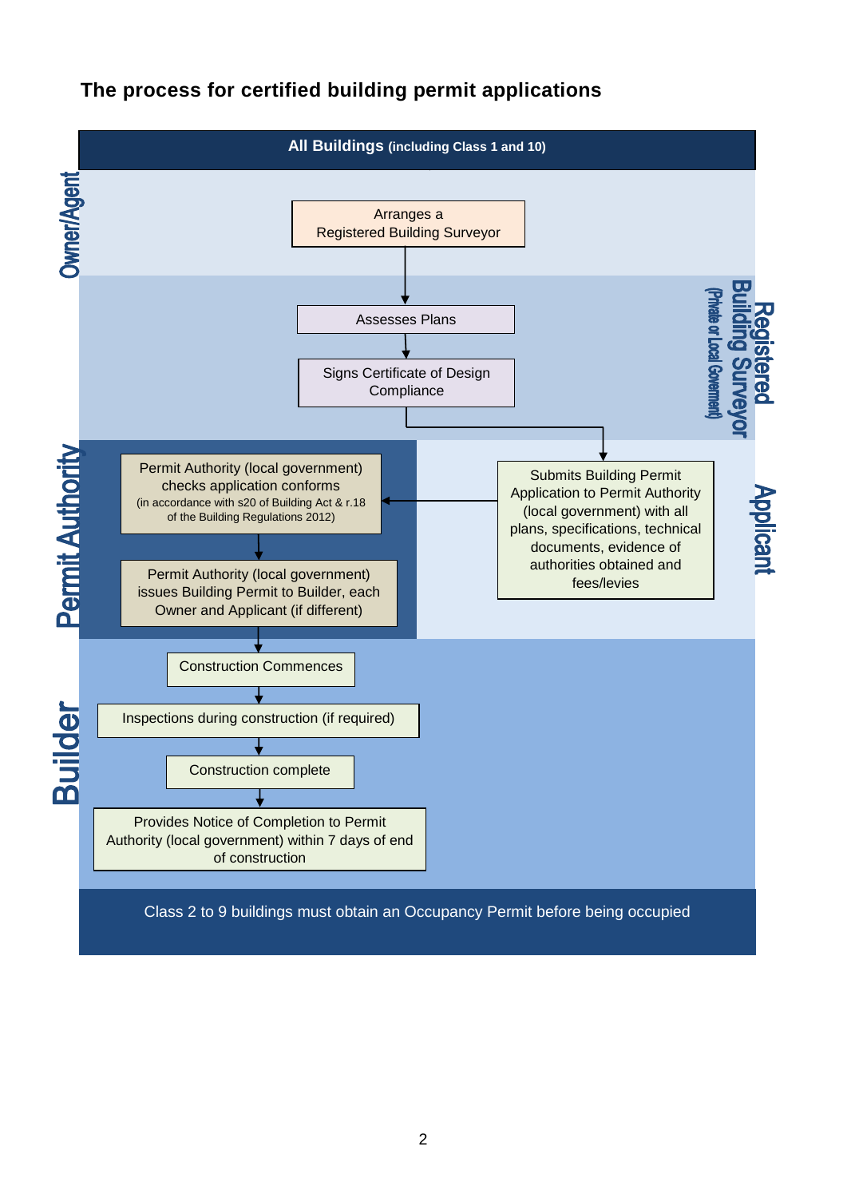## The process for certified building permit applications

**All Buildings** (including Class 1 and 10)

**Owner/Agent**

- Arranges a Registered Building Surveyor

**Registered Building Surveyor** (Private or Local Government)

- Assesses Plans
- Signs Certificate of Design Compliance

**Applicant**

- Submits Building Permit Application to Permit Authority (local government) with all plans, specifications, technical documents, evidence of authorities obtained and fees/levies

**Permit Authority**

- Permit Authority (local government) checks application conforms (in accordance with s20 of Building Act & r.18 of the Building Regulations 2012)
- Permit Authority (local government) issues Building Permit to Builder, each Owner and Applicant (if different)

**Builder**

- Construction Commences
- Inspections during construction (if required)
- Construction complete
- Provides Notice of Completion to Permit Authority (local government) within 7 days of end of construction

Class 2 to 9 buildings must obtain an Occupancy Permit before being occupied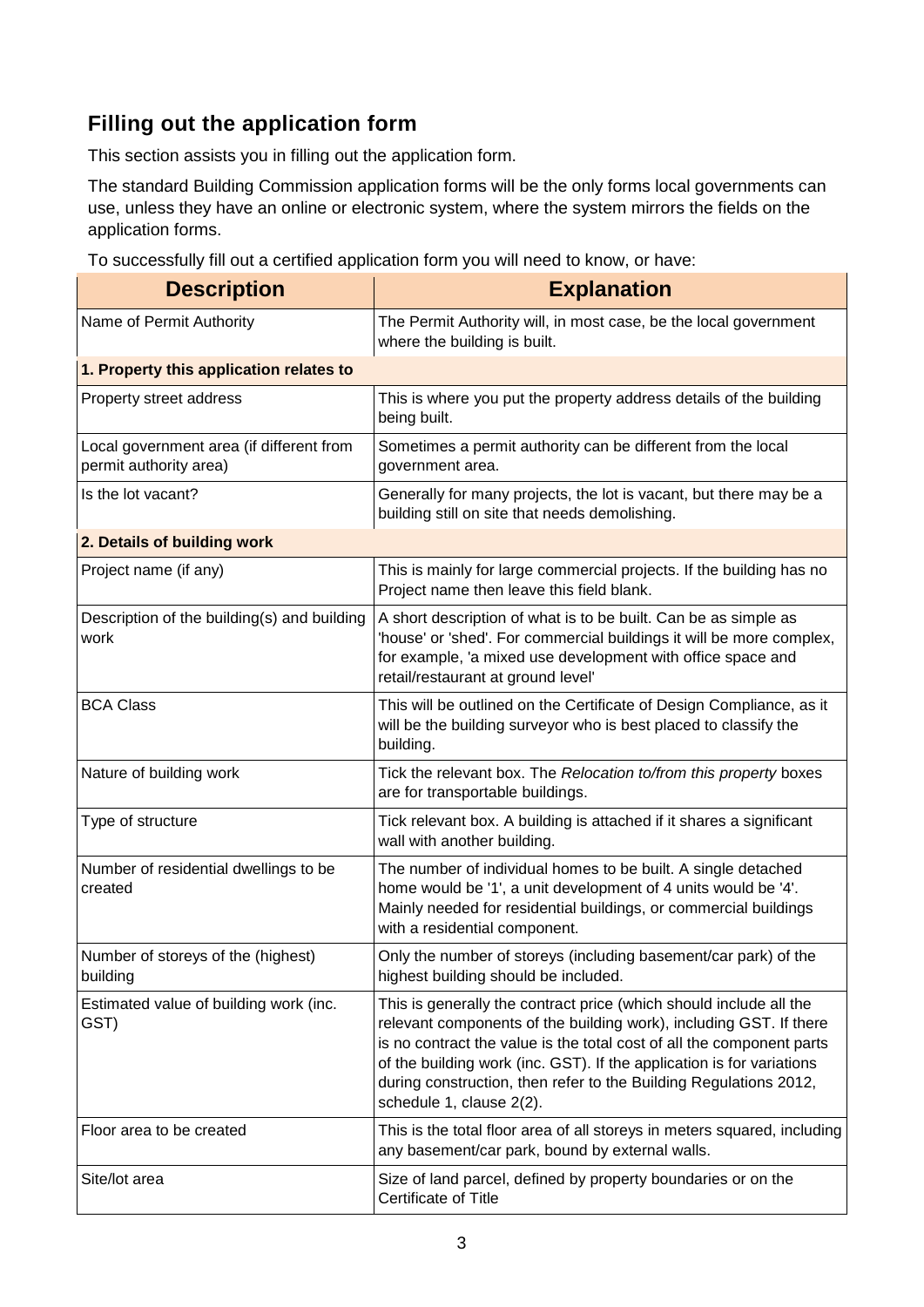## Filling out the application form

This section assists you in filling out the application form.

The standard Building Commission application forms will be the only forms local governments can use, unless they have an online or electronic system, where the system mirrors the fields on the application forms.

To successfully fill out a certified application form you will need to know, or have:

| Description | Explanation |
|---|---|
| Name of Permit Authority | The Permit Authority will, in most case, be the local government where the building is built. |
| **1. Property this application relates to** | |
| Property street address | This is where you put the property address details of the building being built. |
| Local government area (if different from permit authority area) | Sometimes a permit authority can be different from the local government area. |
| Is the lot vacant? | Generally for many projects, the lot is vacant, but there may be a building still on site that needs demolishing. |
| **2. Details of building work** | |
| Project name (if any) | This is mainly for large commercial projects. If the building has no Project name then leave this field blank. |
| Description of the building(s) and building work | A short description of what is to be built. Can be as simple as 'house' or 'shed'. For commercial buildings it will be more complex, for example, 'a mixed use development with office space and retail/restaurant at ground level' |
| BCA Class | This will be outlined on the Certificate of Design Compliance, as it will be the building surveyor who is best placed to classify the building. |
| Nature of building work | Tick the relevant box. The *Relocation to/from this property* boxes are for transportable buildings. |
| Type of structure | Tick relevant box. A building is attached if it shares a significant wall with another building. |
| Number of residential dwellings to be created | The number of individual homes to be built. A single detached home would be '1', a unit development of 4 units would be '4'. Mainly needed for residential buildings, or commercial buildings with a residential component. |
| Number of storeys of the (highest) building | Only the number of storeys (including basement/car park) of the highest building should be included. |
| Estimated value of building work (inc. GST) | This is generally the contract price (which should include all the relevant components of the building work), including GST. If there is no contract the value is the total cost of all the component parts of the building work (inc. GST). If the application is for variations during construction, then refer to the Building Regulations 2012, schedule 1, clause 2(2). |
| Floor area to be created | This is the total floor area of all storeys in meters squared, including any basement/car park, bound by external walls. |
| Site/lot area | Size of land parcel, defined by property boundaries or on the Certificate of Title |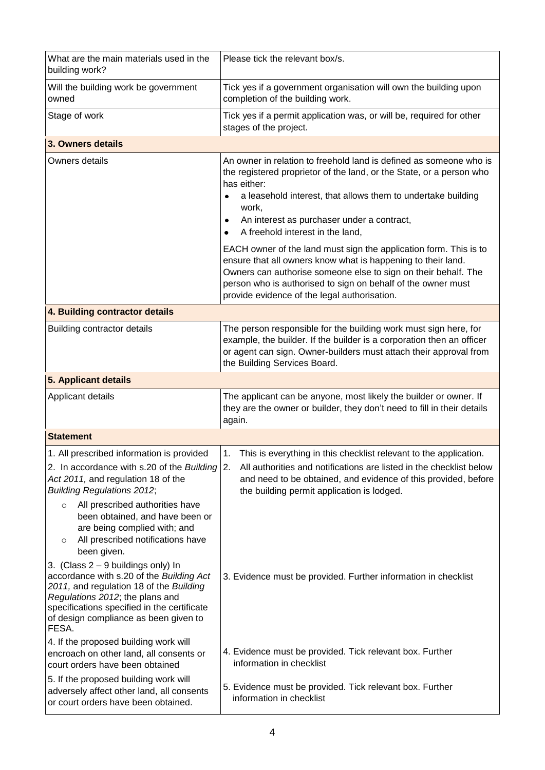| | |
|---|---|
| What are the main materials used in the building work? | Please tick the relevant box/s. |
| Will the building work be government owned | Tick yes if a government organisation will own the building upon completion of the building work. |
| Stage of work | Tick yes if a permit application was, or will be, required for other stages of the project. |
| **3. Owners details** | |
| Owners details | An owner in relation to freehold land is defined as someone who is the registered proprietor of the land, or the State, or a person who has either:<br>• a leasehold interest, that allows them to undertake building work,<br>• An interest as purchaser under a contract,<br>• A freehold interest in the land,<br><br>EACH owner of the land must sign the application form. This is to ensure that all owners know what is happening to their land. Owners can authorise someone else to sign on their behalf. The person who is authorised to sign on behalf of the owner must provide evidence of the legal authorisation. |
| **4. Building contractor details** | |
| Building contractor details | The person responsible for the building work must sign here, for example, the builder. If the builder is a corporation then an officer or agent can sign. Owner-builders must attach their approval from the Building Services Board. |
| **5. Applicant details** | |
| Applicant details | The applicant can be anyone, most likely the builder or owner. If they are the owner or builder, they don't need to fill in their details again. |
| **Statement** | |
| 1. All prescribed information is provided<br>2. In accordance with s.20 of the *Building Act 2011,* and regulation 18 of the *Building Regulations 2012*;<br>○ All prescribed authorities have been obtained, and have been or are being complied with; and<br>○ All prescribed notifications have been given. | 1. This is everything in this checklist relevant to the application.<br>2. All authorities and notifications are listed in the checklist below and need to be obtained, and evidence of this provided, before the building permit application is lodged. |
| 3. (Class 2 – 9 buildings only) In accordance with s.20 of the *Building Act 2011,* and regulation 18 of the *Building Regulations 2012*; the plans and specifications specified in the certificate of design compliance as been given to FESA. | 3. Evidence must be provided. Further information in checklist |
| 4. If the proposed building work will encroach on other land, all consents or court orders have been obtained | 4. Evidence must be provided. Tick relevant box. Further information in checklist |
| 5. If the proposed building work will adversely affect other land, all consents or court orders have been obtained. | 5. Evidence must be provided. Tick relevant box. Further information in checklist |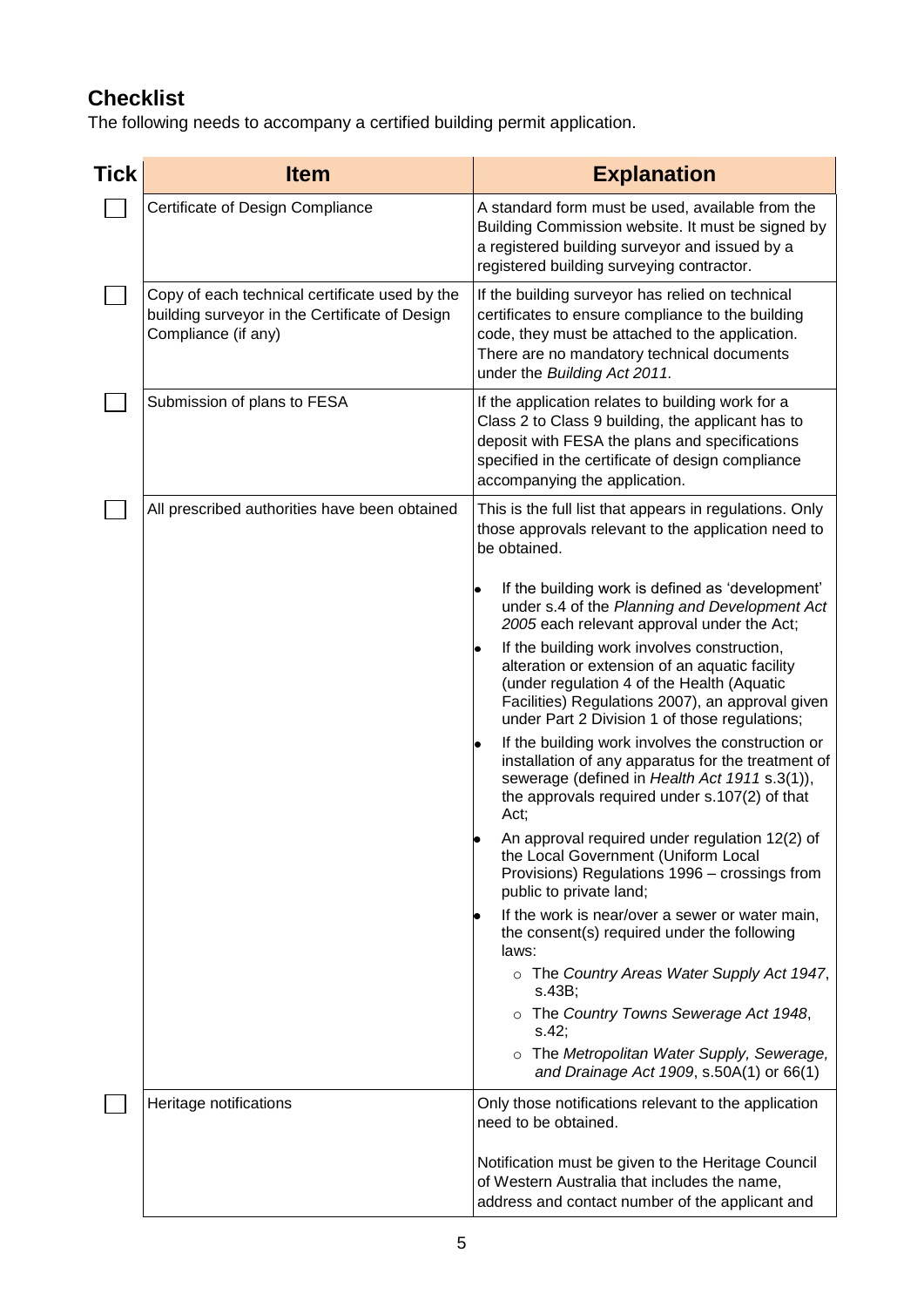## Checklist

The following needs to accompany a certified building permit application.

| Tick | Item | Explanation |
|---|---|---|
| ☐ | Certificate of Design Compliance | A standard form must be used, available from the Building Commission website. It must be signed by a registered building surveyor and issued by a registered building surveying contractor. |
| ☐ | Copy of each technical certificate used by the building surveyor in the Certificate of Design Compliance (if any) | If the building surveyor has relied on technical certificates to ensure compliance to the building code, they must be attached to the application. There are no mandatory technical documents under the *Building Act 2011.* |
| ☐ | Submission of plans to FESA | If the application relates to building work for a Class 2 to Class 9 building, the applicant has to deposit with FESA the plans and specifications specified in the certificate of design compliance accompanying the application. |
| ☐ | All prescribed authorities have been obtained | This is the full list that appears in regulations. Only those approvals relevant to the application need to be obtained.<br><br>• If the building work is defined as 'development' under s.4 of the *Planning and Development Act 2005* each relevant approval under the Act;<br>• If the building work involves construction, alteration or extension of an aquatic facility (under regulation 4 of the Health (Aquatic Facilities) Regulations 2007), an approval given under Part 2 Division 1 of those regulations;<br>• If the building work involves the construction or installation of any apparatus for the treatment of sewerage (defined in *Health Act 1911* s.3(1)), the approvals required under s.107(2) of that Act;<br>• An approval required under regulation 12(2) of the Local Government (Uniform Local Provisions) Regulations 1996 – crossings from public to private land;<br>• If the work is near/over a sewer or water main, the consent(s) required under the following laws:<br>  ○ The *Country Areas Water Supply Act 1947*, s.43B;<br>  ○ The *Country Towns Sewerage Act 1948*, s.42;<br>  ○ The *Metropolitan Water Supply, Sewerage, and Drainage Act 1909*, s.50A(1) or 66(1) |
| ☐ | Heritage notifications | Only those notifications relevant to the application need to be obtained.<br><br>Notification must be given to the Heritage Council of Western Australia that includes the name, address and contact number of the applicant and |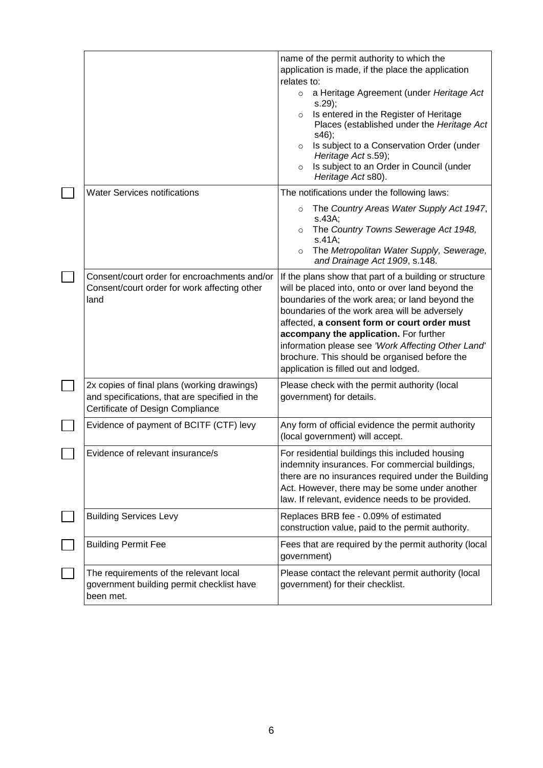| | | |
|---|---|---|
| | | name of the permit authority to which the application is made, if the place the application relates to:<br>○ a Heritage Agreement (under *Heritage Act* s.29);<br>○ Is entered in the Register of Heritage Places (established under the *Heritage Act* s46);<br>○ Is subject to a Conservation Order (under *Heritage Act* s.59);<br>○ Is subject to an Order in Council (under *Heritage Act* s80). |
| ☐ | Water Services notifications | The notifications under the following laws:<br>○ The *Country Areas Water Supply Act 1947*, s.43A;<br>○ The *Country Towns Sewerage Act 1948,* s.41A;<br>○ The *Metropolitan Water Supply, Sewerage, and Drainage Act 1909*, s.148. |
| ☐ | Consent/court order for encroachments and/or Consent/court order for work affecting other land | If the plans show that part of a building or structure will be placed into, onto or over land beyond the boundaries of the work area; or land beyond the boundaries of the work area will be adversely affected, **a consent form or court order must accompany the application.** For further information please see *'Work Affecting Other Land'* brochure. This should be organised before the application is filled out and lodged. |
| ☐ | 2x copies of final plans (working drawings) and specifications, that are specified in the Certificate of Design Compliance | Please check with the permit authority (local government) for details. |
| ☐ | Evidence of payment of BCITF (CTF) levy | Any form of official evidence the permit authority (local government) will accept. |
| ☐ | Evidence of relevant insurance/s | For residential buildings this included housing indemnity insurances. For commercial buildings, there are no insurances required under the Building Act. However, there may be some under another law. If relevant, evidence needs to be provided. |
| ☐ | Building Services Levy | Replaces BRB fee - 0.09% of estimated construction value, paid to the permit authority. |
| ☐ | Building Permit Fee | Fees that are required by the permit authority (local government) |
| ☐ | The requirements of the relevant local government building permit checklist have been met. | Please contact the relevant permit authority (local government) for their checklist. |